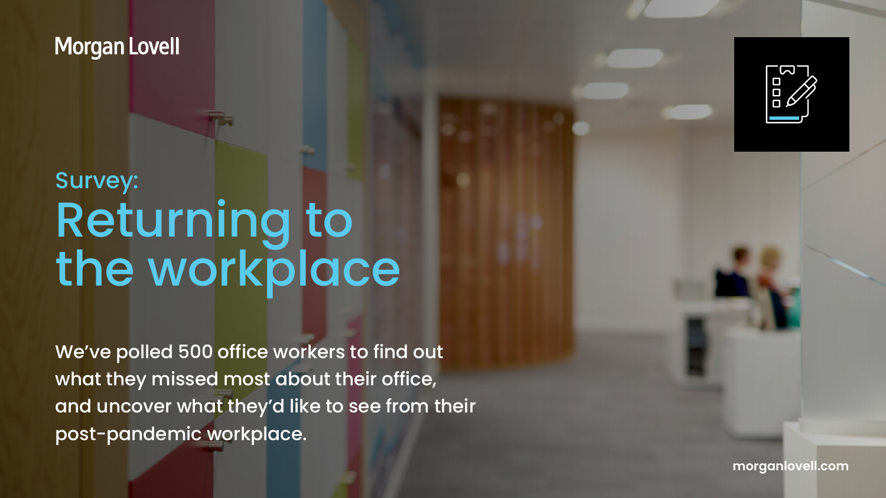Morgan Lovell

## Survey:

# Returning to the workplace

We've polled 500 office workers to find out what they missed most about their office, and uncover what they'd like to see from their post-pandemic workplace.

morganlovell.com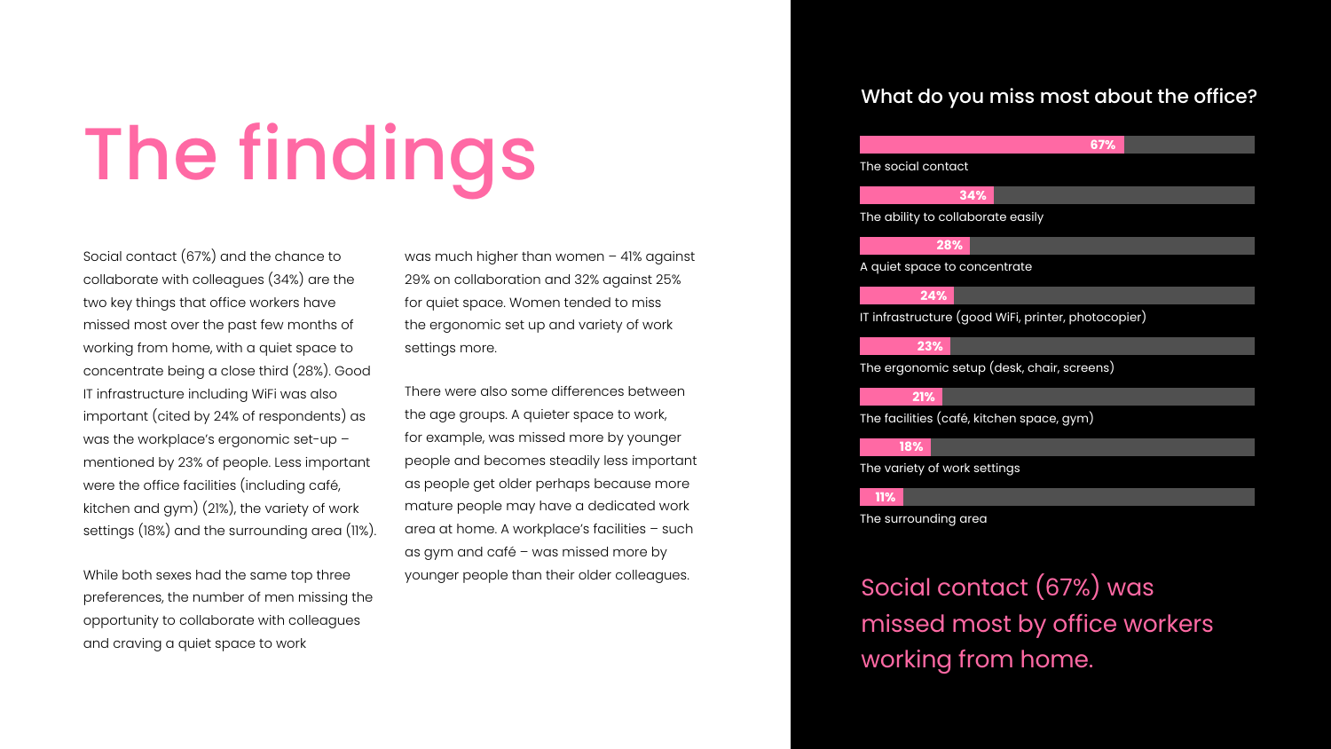# The findings

Social contact (67%) and the chance to collaborate with colleagues (34%) are the two key things that office workers have missed most over the past few months of working from home, with a quiet space to concentrate being a close third (28%). Good IT infrastructure including WiFi was also important (cited by 24% of respondents) as was the workplace's ergonomic set-up – mentioned by 23% of people. Less important were the office facilities (including café, kitchen and gym) (21%), the variety of work settings (18%) and the surrounding area (11%).

While both sexes had the same top three preferences, the number of men missing the opportunity to collaborate with colleagues and craving a quiet space to work was much higher than women – 41% against 29% on collaboration and 32% against 25% for quiet space. Women tended to miss the ergonomic set up and variety of work settings more.

There were also some differences between the age groups. A quieter space to work, for example, was missed more by younger people and becomes steadily less important as people get older perhaps because more mature people may have a dedicated work area at home. A workplace's facilities – such as gym and café – was missed more by younger people than their older colleagues.

## What do you miss most about the office?

67%
The social contact

34%
The ability to collaborate easily

28%
A quiet space to concentrate

24%
IT infrastructure (good WiFi, printer, photocopier)

23%
The ergonomic setup (desk, chair, screens)

21%
The facilities (café, kitchen space, gym)

18%
The variety of work settings

11%
The surrounding area

Social contact (67%) was missed most by office workers working from home.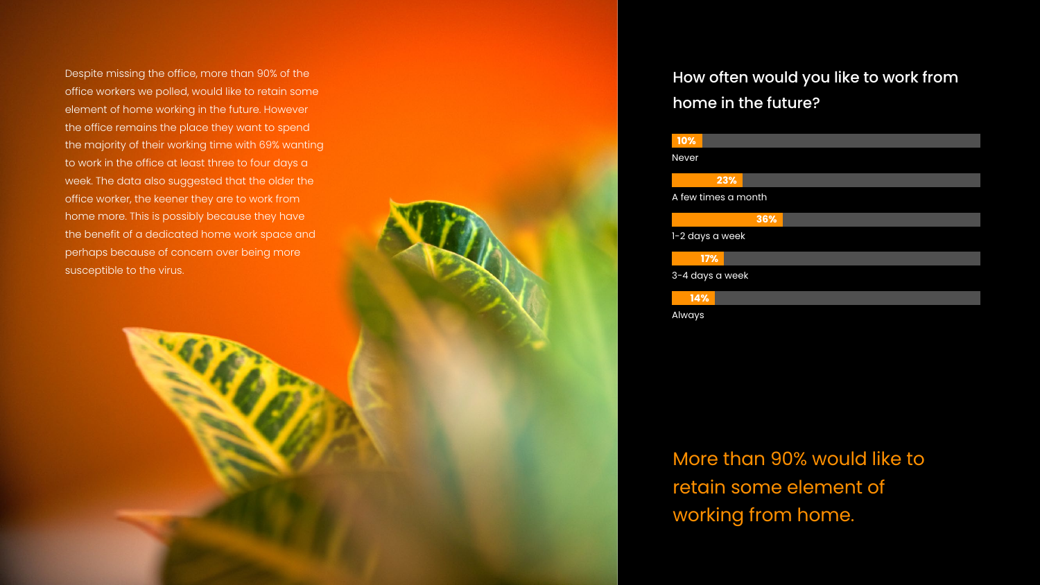Despite missing the office, more than 90% of the office workers we polled, would like to retain some element of home working in the future. However the office remains the place they want to spend the majority of their working time with 69% wanting to work in the office at least three to four days a week. The data also suggested that the older the office worker, the keener they are to work from home more. This is possibly because they have the benefit of a dedicated home work space and perhaps because of concern over being more susceptible to the virus.

## How often would you like to work from home in the future?

10%
Never

23%
A few times a month

36%
1-2 days a week

17%
3-4 days a week

14%
Always

More than 90% would like to retain some element of working from home.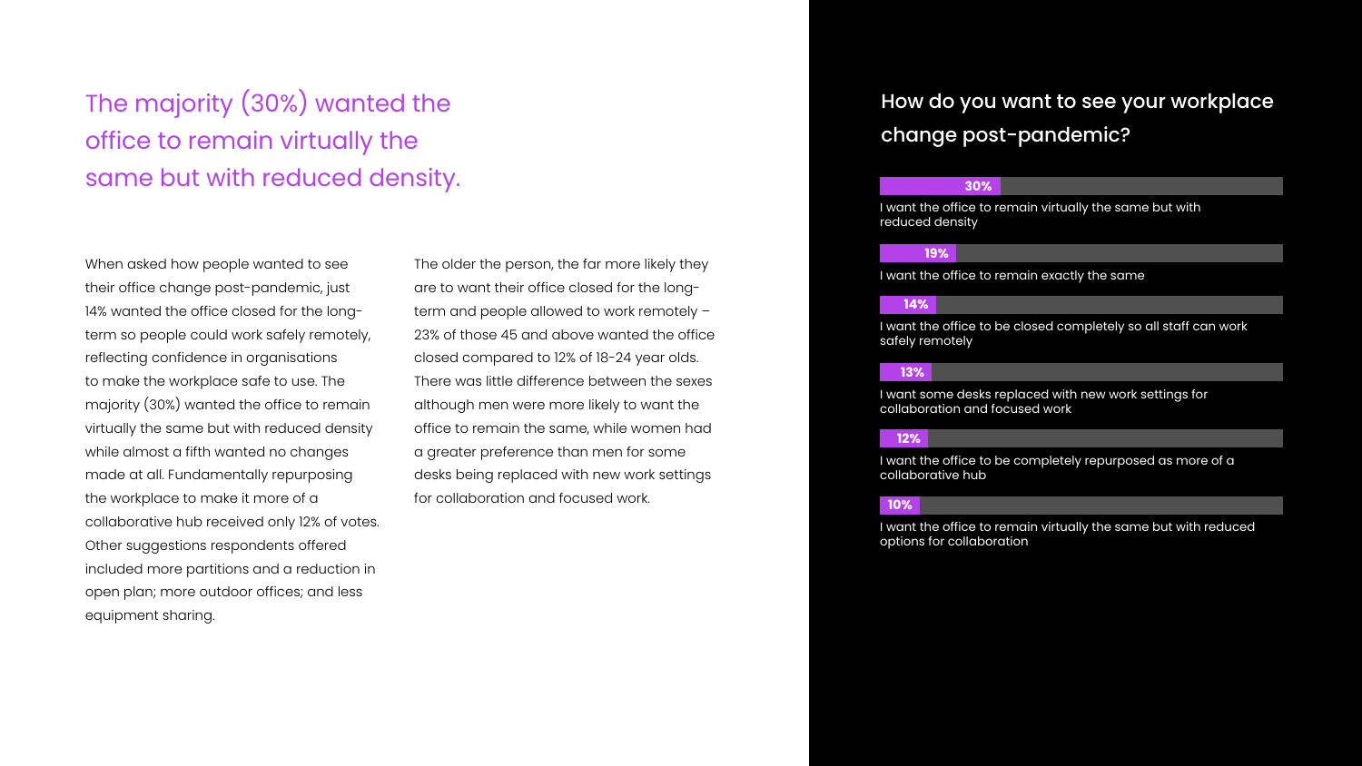## The majority (30%) wanted the office to remain virtually the same but with reduced density.

When asked how people wanted to see their office change post-pandemic, just 14% wanted the office closed for the long-term so people could work safely remotely, reflecting confidence in organisations to make the workplace safe to use. The majority (30%) wanted the office to remain virtually the same but with reduced density while almost a fifth wanted no changes made at all. Fundamentally repurposing the workplace to make it more of a collaborative hub received only 12% of votes. Other suggestions respondents offered included more partitions and a reduction in open plan; more outdoor offices; and less equipment sharing.

The older the person, the far more likely they are to want their office closed for the long-term and people allowed to work remotely – 23% of those 45 and above wanted the office closed compared to 12% of 18-24 year olds. There was little difference between the sexes although men were more likely to want the office to remain the same, while women had a greater preference than men for some desks being replaced with new work settings for collaboration and focused work.

### How do you want to see your workplace change post-pandemic?

30%
I want the office to remain virtually the same but with reduced density

19%
I want the office to remain exactly the same

14%
I want the office to be closed completely so all staff can work safely remotely

13%
I want some desks replaced with new work settings for collaboration and focused work

12%
I want the office to be completely repurposed as more of a collaborative hub

10%
I want the office to remain virtually the same but with reduced options for collaboration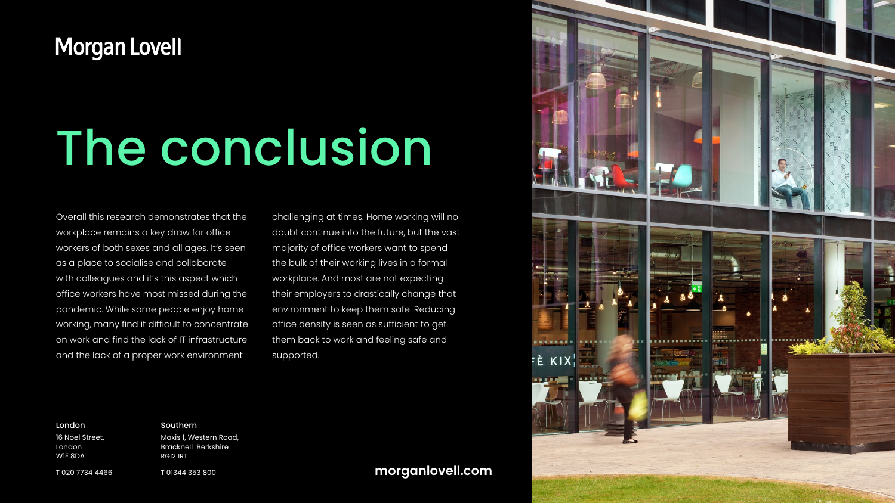Morgan Lovell

# The conclusion

Overall this research demonstrates that the workplace remains a key draw for office workers of both sexes and all ages. It's seen as a place to socialise and collaborate with colleagues and it's this aspect which office workers have most missed during the pandemic. While some people enjoy home-working, many find it difficult to concentrate on work and find the lack of IT infrastructure and the lack of a proper work environment challenging at times. Home working will no doubt continue into the future, but the vast majority of office workers want to spend the bulk of their working lives in a formal workplace. And most are not expecting their employers to drastically change that environment to keep them safe. Reducing office density is seen as sufficient to get them back to work and feeling safe and supported.

**London**
16 Noel Street,
London
W1F 8DA

T 020 7734 4466

**Southern**
Maxis 1, Western Road,
Bracknell Berkshire
RG12 1RT

T 01344 353 800

**morganlovell.com**